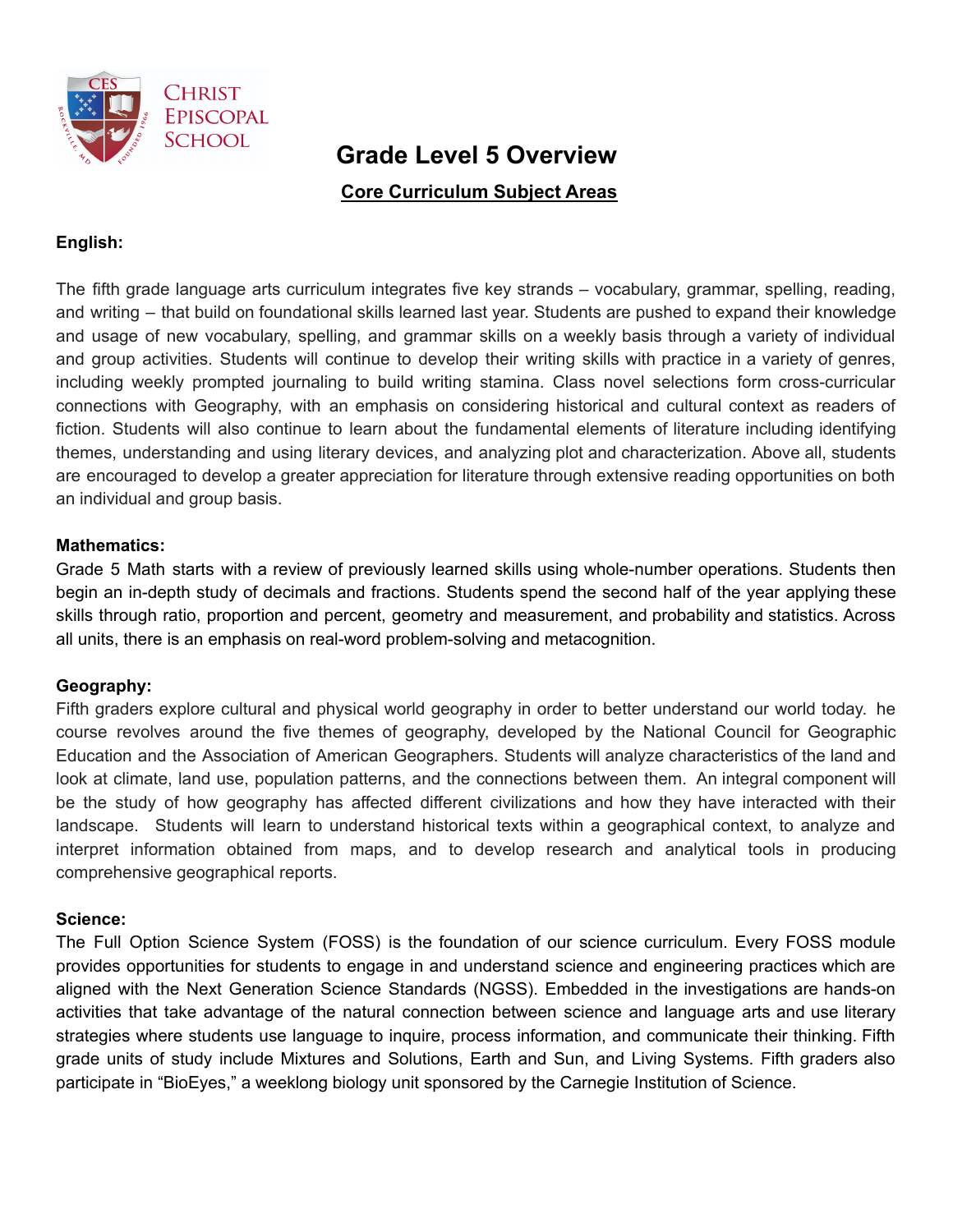Christ Episcopal School

# Grade Level 5 Overview

## Core Curriculum Subject Areas

### English:

The fifth grade language arts curriculum integrates five key strands – vocabulary, grammar, spelling, reading, and writing – that build on foundational skills learned last year. Students are pushed to expand their knowledge and usage of new vocabulary, spelling, and grammar skills on a weekly basis through a variety of individual and group activities. Students will continue to develop their writing skills with practice in a variety of genres, including weekly prompted journaling to build writing stamina. Class novel selections form cross-curricular connections with Geography, with an emphasis on considering historical and cultural context as readers of fiction. Students will also continue to learn about the fundamental elements of literature including identifying themes, understanding and using literary devices, and analyzing plot and characterization. Above all, students are encouraged to develop a greater appreciation for literature through extensive reading opportunities on both an individual and group basis.

### Mathematics:

Grade 5 Math starts with a review of previously learned skills using whole-number operations. Students then begin an in-depth study of decimals and fractions. Students spend the second half of the year applying these skills through ratio, proportion and percent, geometry and measurement, and probability and statistics. Across all units, there is an emphasis on real-word problem-solving and metacognition.

### Geography:

Fifth graders explore cultural and physical world geography in order to better understand our world today. he course revolves around the five themes of geography, developed by the National Council for Geographic Education and the Association of American Geographers. Students will analyze characteristics of the land and look at climate, land use, population patterns, and the connections between them. An integral component will be the study of how geography has affected different civilizations and how they have interacted with their landscape. Students will learn to understand historical texts within a geographical context, to analyze and interpret information obtained from maps, and to develop research and analytical tools in producing comprehensive geographical reports.

### Science:

The Full Option Science System (FOSS) is the foundation of our science curriculum. Every FOSS module provides opportunities for students to engage in and understand science and engineering practices which are aligned with the Next Generation Science Standards (NGSS). Embedded in the investigations are hands-on activities that take advantage of the natural connection between science and language arts and use literary strategies where students use language to inquire, process information, and communicate their thinking. Fifth grade units of study include Mixtures and Solutions, Earth and Sun, and Living Systems. Fifth graders also participate in "BioEyes," a weeklong biology unit sponsored by the Carnegie Institution of Science.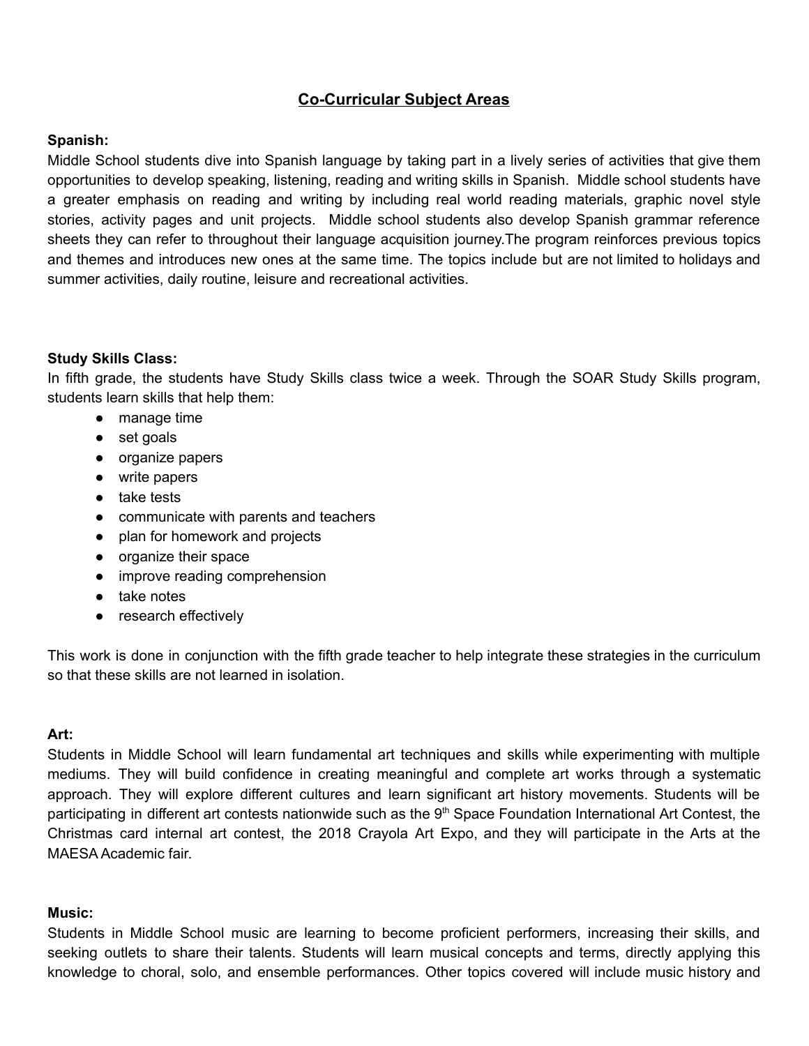# Co-Curricular Subject Areas

**Spanish:**

Middle School students dive into Spanish language by taking part in a lively series of activities that give them opportunities to develop speaking, listening, reading and writing skills in Spanish. Middle school students have a greater emphasis on reading and writing by including real world reading materials, graphic novel style stories, activity pages and unit projects. Middle school students also develop Spanish grammar reference sheets they can refer to throughout their language acquisition journey.The program reinforces previous topics and themes and introduces new ones at the same time. The topics include but are not limited to holidays and summer activities, daily routine, leisure and recreational activities.

**Study Skills Class:**

In fifth grade, the students have Study Skills class twice a week. Through the SOAR Study Skills program, students learn skills that help them:

- manage time
- set goals
- organize papers
- write papers
- take tests
- communicate with parents and teachers
- plan for homework and projects
- organize their space
- improve reading comprehension
- take notes
- research effectively

This work is done in conjunction with the fifth grade teacher to help integrate these strategies in the curriculum so that these skills are not learned in isolation.

**Art:**

Students in Middle School will learn fundamental art techniques and skills while experimenting with multiple mediums. They will build confidence in creating meaningful and complete art works through a systematic approach. They will explore different cultures and learn significant art history movements. Students will be participating in different art contests nationwide such as the 9th Space Foundation International Art Contest, the Christmas card internal art contest, the 2018 Crayola Art Expo, and they will participate in the Arts at the MAESA Academic fair.

**Music:**

Students in Middle School music are learning to become proficient performers, increasing their skills, and seeking outlets to share their talents. Students will learn musical concepts and terms, directly applying this knowledge to choral, solo, and ensemble performances. Other topics covered will include music history and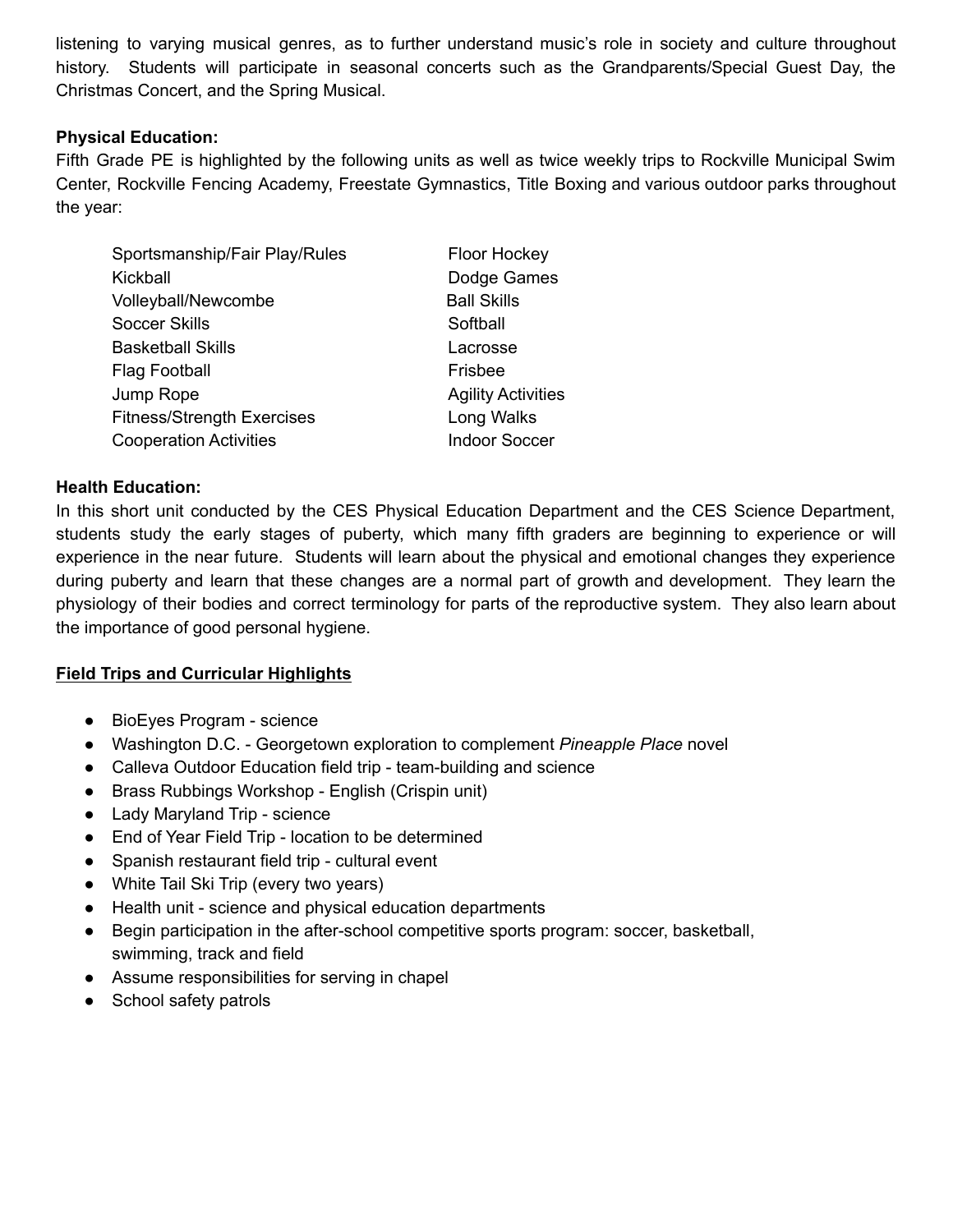listening to varying musical genres, as to further understand music's role in society and culture throughout history. Students will participate in seasonal concerts such as the Grandparents/Special Guest Day, the Christmas Concert, and the Spring Musical.

**Physical Education:**
Fifth Grade PE is highlighted by the following units as well as twice weekly trips to Rockville Municipal Swim Center, Rockville Fencing Academy, Freestate Gymnastics, Title Boxing and various outdoor parks throughout the year:

| | |
|---|---|
| Sportsmanship/Fair Play/Rules | Floor Hockey |
| Kickball | Dodge Games |
| Volleyball/Newcombe | Ball Skills |
| Soccer Skills | Softball |
| Basketball Skills | Lacrosse |
| Flag Football | Frisbee |
| Jump Rope | Agility Activities |
| Fitness/Strength Exercises | Long Walks |
| Cooperation Activities | Indoor Soccer |

**Health Education:**
In this short unit conducted by the CES Physical Education Department and the CES Science Department, students study the early stages of puberty, which many fifth graders are beginning to experience or will experience in the near future. Students will learn about the physical and emotional changes they experience during puberty and learn that these changes are a normal part of growth and development. They learn the physiology of their bodies and correct terminology for parts of the reproductive system. They also learn about the importance of good personal hygiene.

**Field Trips and Curricular Highlights**

- BioEyes Program - science
- Washington D.C. - Georgetown exploration to complement *Pineapple Place* novel
- Calleva Outdoor Education field trip - team-building and science
- Brass Rubbings Workshop - English (Crispin unit)
- Lady Maryland Trip - science
- End of Year Field Trip - location to be determined
- Spanish restaurant field trip - cultural event
- White Tail Ski Trip (every two years)
- Health unit - science and physical education departments
- Begin participation in the after-school competitive sports program: soccer, basketball, swimming, track and field
- Assume responsibilities for serving in chapel
- School safety patrols